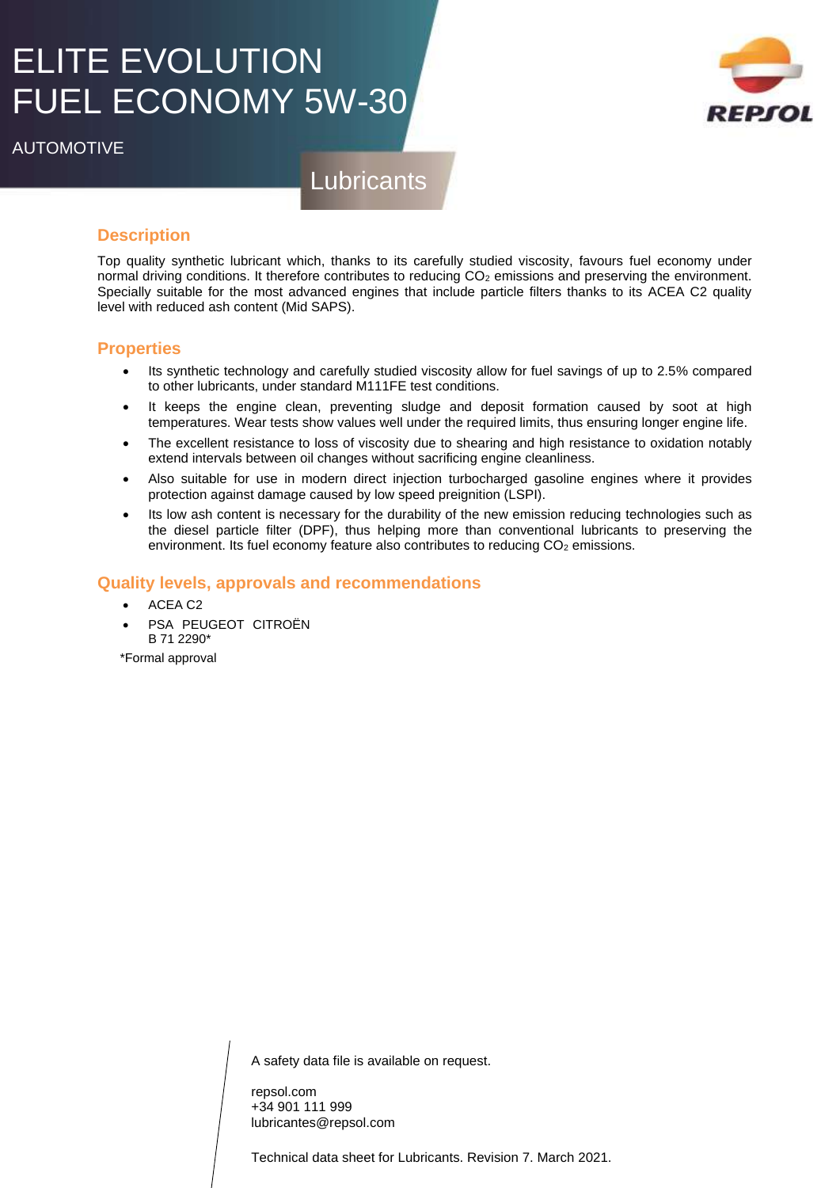# ELITE EVOLUTION FUEL ECONOMY 5W-30

AUTOMOTIVE

Lubricants

## Description

Top quality synthetic lubricant which, thanks to its carefully studied viscosity, favours fuel economy under normal driving conditions. It therefore contributes to reducing $CO_2$ emissions and preserving the environment. Specially suitable for the most advanced engines that include particle filters thanks to its ACEA C2 quality level with reduced ash content (Mid SAPS).

## Properties

- Its synthetic technology and carefully studied viscosity allow for fuel savings of up to 2.5% compared to other lubricants, under standard M111FE test conditions.
- It keeps the engine clean, preventing sludge and deposit formation caused by soot at high temperatures. Wear tests show values well under the required limits, thus ensuring longer engine life.
- The excellent resistance to loss of viscosity due to shearing and high resistance to oxidation notably extend intervals between oil changes without sacrificing engine cleanliness.
- Also suitable for use in modern direct injection turbocharged gasoline engines where it provides protection against damage caused by low speed preignition (LSPI).
- Its low ash content is necessary for the durability of the new emission reducing technologies such as the diesel particle filter (DPF), thus helping more than conventional lubricants to preserving the environment. Its fuel economy feature also contributes to reducing $CO_2$ emissions.

## Quality levels, approvals and recommendations

- ACEA C2
- PSA PEUGEOT CITROËN
  B 71 2290*

*Formal approval

A safety data file is available on request.

repsol.com
+34 901 111 999
lubricantes@repsol.com

Technical data sheet for Lubricants. Revision 7. March 2021.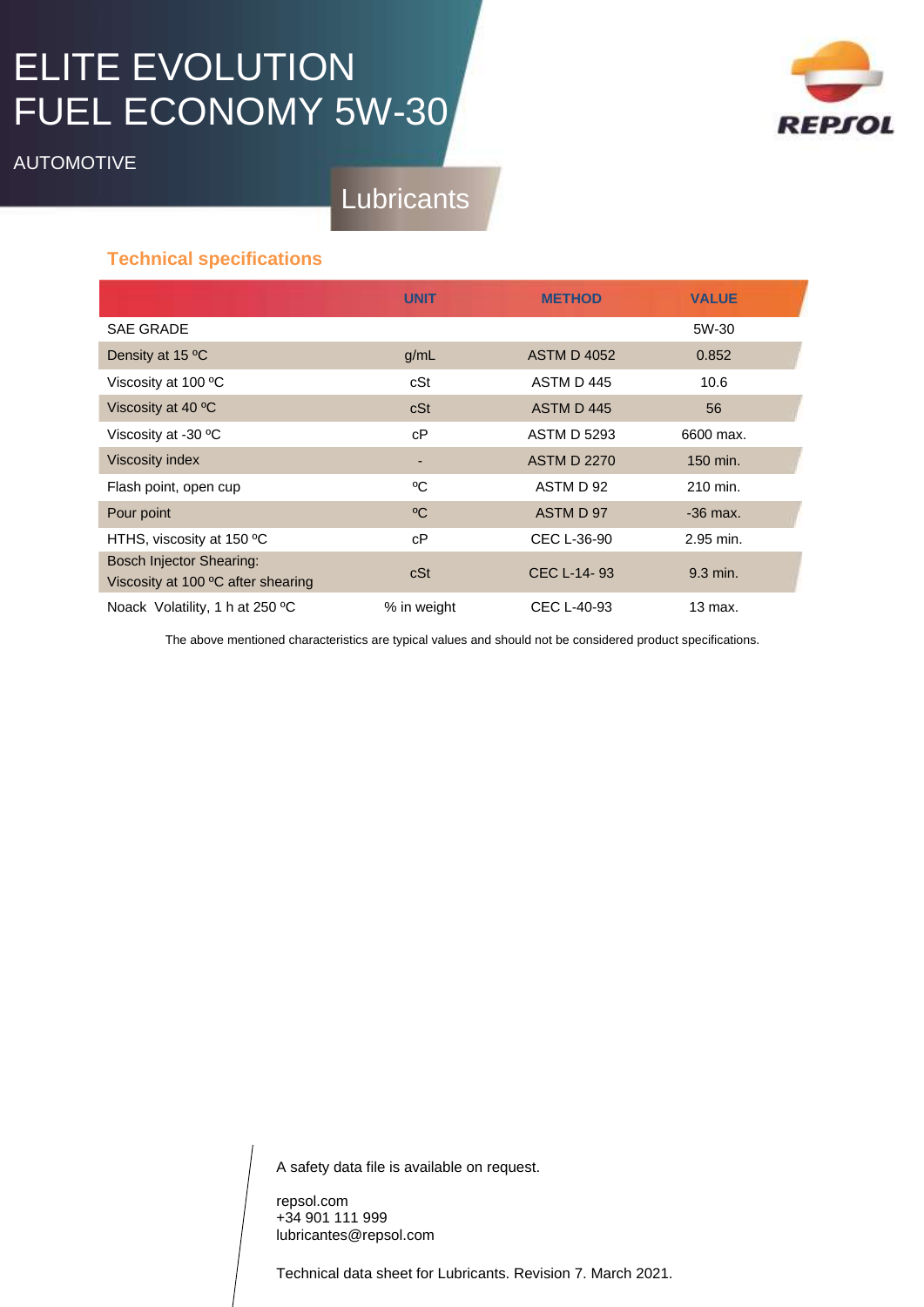# ELITE EVOLUTION FUEL ECONOMY 5W-30

AUTOMOTIVE

Lubricants

## Technical specifications

| | UNIT | METHOD | VALUE |
|---|---|---|---|
| SAE GRADE | | | 5W-30 |
| Density at 15 ºC | g/mL | ASTM D 4052 | 0.852 |
| Viscosity at 100 ºC | cSt | ASTM D 445 | 10.6 |
| Viscosity at 40 ºC | cSt | ASTM D 445 | 56 |
| Viscosity at -30 ºC | cP | ASTM D 5293 | 6600 max. |
| Viscosity index | - | ASTM D 2270 | 150 min. |
| Flash point, open cup | ºC | ASTM D 92 | 210 min. |
| Pour point | ºC | ASTM D 97 | -36 max. |
| HTHS, viscosity at 150 ºC | cP | CEC L-36-90 | 2.95 min. |
| Bosch Injector Shearing: Viscosity at 100 ºC after shearing | cSt | CEC L-14- 93 | 9.3 min. |
| Noack Volatility, 1 h at 250 ºC | % in weight | CEC L-40-93 | 13 max. |

The above mentioned characteristics are typical values and should not be considered product specifications.

A safety data file is available on request.

repsol.com
+34 901 111 999
lubricantes@repsol.com

Technical data sheet for Lubricants. Revision 7. March 2021.